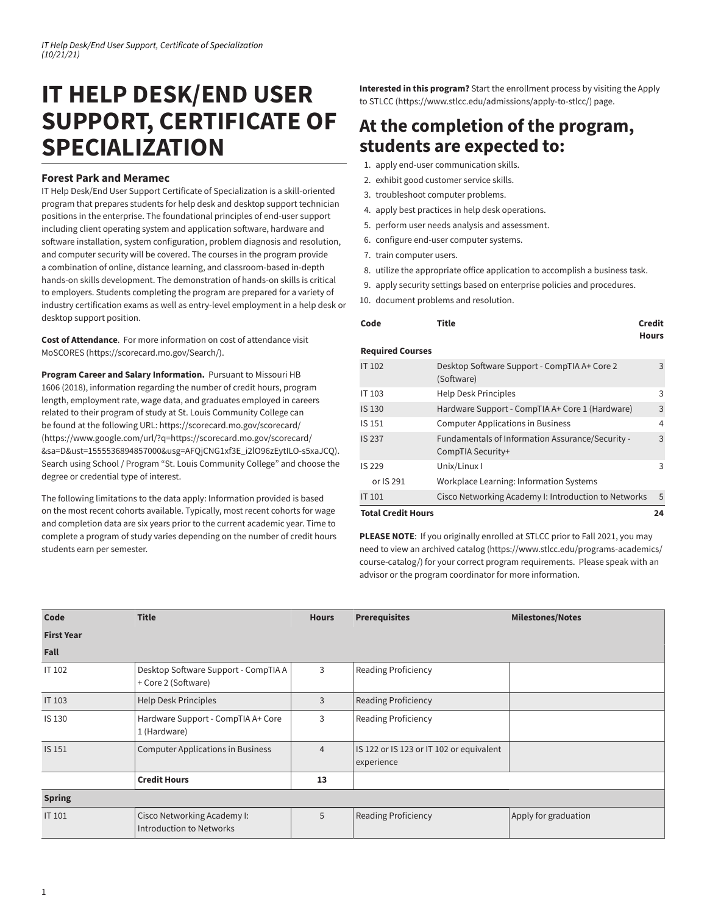# IT HELP DESK/END USER SUPPORT, CERTIFICATE OF SPECIALIZATION

### Forest Park and Meramec

IT Help Desk/End User Support Certificate of Specialization is a skill-oriented program that prepares students for help desk and desktop support technician positions in the enterprise. The foundational principles of end-user support including client operating system and application software, hardware and software installation, system configuration, problem diagnosis and resolution, and computer security will be covered. The courses in the program provide a combination of online, distance learning, and classroom-based in-depth hands-on skills development. The demonstration of hands-on skills is critical to employers. Students completing the program are prepared for a variety of industry certification exams as well as entry-level employment in a help desk or desktop support position.

**Cost of Attendance**. For more information on cost of attendance visit MoSCORES (https://scorecard.mo.gov/Search/).

**Program Career and Salary Information.** Pursuant to Missouri HB 1606 (2018), information regarding the number of credit hours, program length, employment rate, wage data, and graduates employed in careers related to their program of study at St. Louis Community College can be found at the following URL: https://scorecard.mo.gov/scorecard/ (https://www.google.com/url/?q=https://scorecard.mo.gov/scorecard/&sa=D&ust=1555536894857000&usg=AFQjCNG1xf3E_i2lO96zEytILO-s5xaJCQ). Search using School / Program "St. Louis Community College" and choose the degree or credential type of interest.

The following limitations to the data apply: Information provided is based on the most recent cohorts available. Typically, most recent cohorts for wage and completion data are six years prior to the current academic year. Time to complete a program of study varies depending on the number of credit hours students earn per semester.

**Interested in this program?** Start the enrollment process by visiting the Apply to STLCC (https://www.stlcc.edu/admissions/apply-to-stlcc/) page.

## At the completion of the program, students are expected to:

1. apply end-user communication skills.
2. exhibit good customer service skills.
3. troubleshoot computer problems.
4. apply best practices in help desk operations.
5. perform user needs analysis and assessment.
6. configure end-user computer systems.
7. train computer users.
8. utilize the appropriate office application to accomplish a business task.
9. apply security settings based on enterprise policies and procedures.
10. document problems and resolution.

| Code | Title | Credit Hours |
|---|---|---|
| **Required Courses** | | |
| IT 102 | Desktop Software Support - CompTIA A+ Core 2 (Software) | 3 |
| IT 103 | Help Desk Principles | 3 |
| IS 130 | Hardware Support - CompTIA A+ Core 1 (Hardware) | 3 |
| IS 151 | Computer Applications in Business | 4 |
| IS 237 | Fundamentals of Information Assurance/Security - CompTIA Security+ | 3 |
| IS 229 | Unix/Linux I | 3 |
| or IS 291 | Workplace Learning: Information Systems | |
| IT 101 | Cisco Networking Academy I: Introduction to Networks | 5 |
| **Total Credit Hours** | | **24** |

**PLEASE NOTE**: If you originally enrolled at STLCC prior to Fall 2021, you may need to view an archived catalog (https://www.stlcc.edu/programs-academics/course-catalog/) for your correct program requirements. Please speak with an advisor or the program coordinator for more information.

| Code | Title | Hours | Prerequisites | Milestones/Notes |
|---|---|---|---|---|
| **First Year** | | | | |
| **Fall** | | | | |
| IT 102 | Desktop Software Support - CompTIA A+ Core 2 (Software) | 3 | Reading Proficiency | |
| IT 103 | Help Desk Principles | 3 | Reading Proficiency | |
| IS 130 | Hardware Support - CompTIA A+ Core 1 (Hardware) | 3 | Reading Proficiency | |
| IS 151 | Computer Applications in Business | 4 | IS 122 or IS 123 or IT 102 or equivalent experience | |
| | **Credit Hours** | **13** | | |
| **Spring** | | | | |
| IT 101 | Cisco Networking Academy I: Introduction to Networks | 5 | Reading Proficiency | Apply for graduation |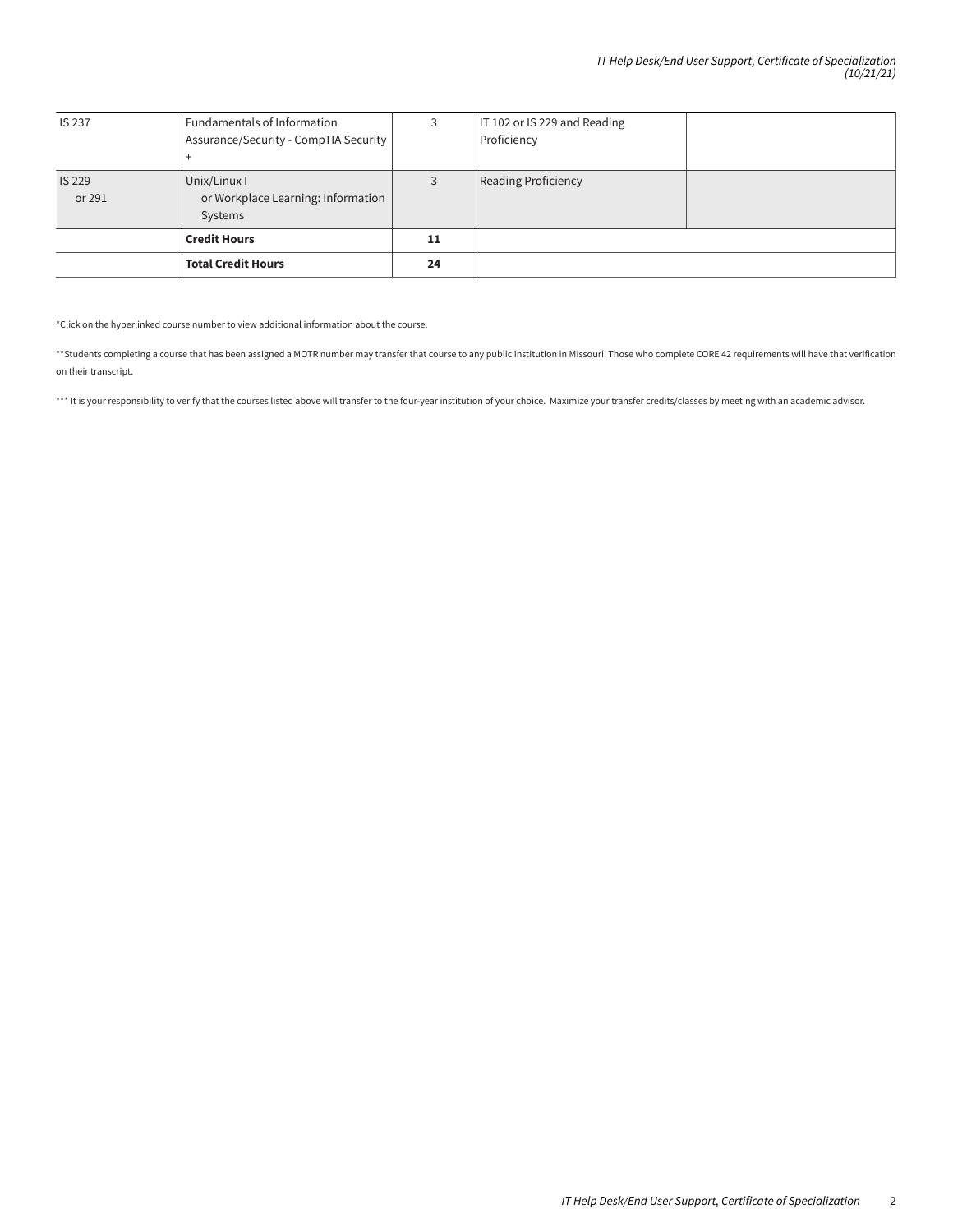| | | | | |
|---|---|---|---|---|
| IS 237 | Fundamentals of Information Assurance/Security - CompTIA Security + | 3 | IT 102 or IS 229 and Reading Proficiency | |
| IS 229 or 291 | Unix/Linux I or Workplace Learning: Information Systems | 3 | Reading Proficiency | |
| | **Credit Hours** | **11** | | |
| | **Total Credit Hours** | **24** | | |

*Click on the hyperlinked course number to view additional information about the course.

**Students completing a course that has been assigned a MOTR number may transfer that course to any public institution in Missouri. Those who complete CORE 42 requirements will have that verification on their transcript.

*** It is your responsibility to verify that the courses listed above will transfer to the four-year institution of your choice. Maximize your transfer credits/classes by meeting with an academic advisor.